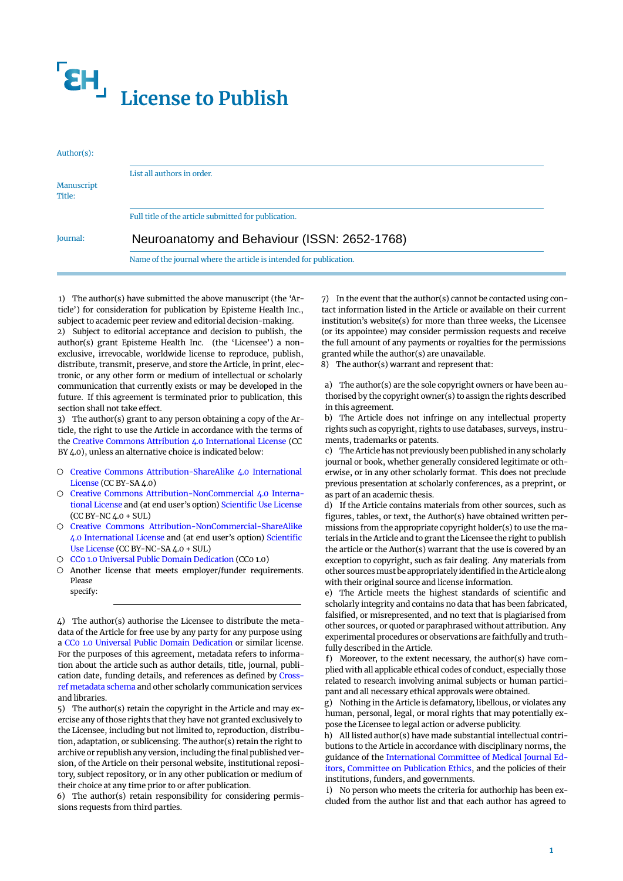# License to Publish

Author(s):

List all authors in order.

Manuscript Title:

Full title of the article submitted for publication.

Journal: Neuroanatomy and Behaviour (ISSN: 2652-1768)

Name of the journal where the article is intended for publication.

---

1) The author(s) have submitted the above manuscript (the 'Article') for consideration for publication by Episteme Health Inc., subject to academic peer review and editorial decision-making.

2) Subject to editorial acceptance and decision to publish, the author(s) grant Episteme Health Inc. (the 'Licensee') a non-exclusive, irrevocable, worldwide license to reproduce, publish, distribute, transmit, preserve, and store the Article, in print, electronic, or any other form or medium of intellectual or scholarly communication that currently exists or may be developed in the future. If this agreement is terminated prior to publication, this section shall not take effect.

3) The author(s) grant to any person obtaining a copy of the Article, the right to use the Article in accordance with the terms of the Creative Commons Attribution 4.0 International License (CC BY 4.0), unless an alternative choice is indicated below:

- ○ Creative Commons Attribution-ShareAlike 4.0 International License (CC BY-SA 4.0)
- ○ Creative Commons Attribution-NonCommercial 4.0 International License and (at end user's option) Scientific Use License (CC BY-NC 4.0 + SUL)
- ○ Creative Commons Attribution-NonCommercial-ShareAlike 4.0 International License and (at end user's option) Scientific Use License (CC BY-NC-SA 4.0 + SUL)
- ○ CC0 1.0 Universal Public Domain Dedication (CC0 1.0)
- ○ Another license that meets employer/funder requirements. Please specify: \_\_\_\_\_\_\_\_\_\_\_\_\_\_\_\_\_\_\_\_

4) The author(s) authorise the Licensee to distribute the metadata of the Article for free use by any party for any purpose using a CC0 1.0 Universal Public Domain Dedication or similar license. For the purposes of this agreement, metadata refers to information about the Article such as author details, title, journal, publication date, funding details, and references as defined by Crossref metadata schema and other scholarly communication services and libraries.

5) The author(s) retain the copyright in the Article and may exercise any of those rights that they have not granted exclusively to the Licensee, including but not limited to, reproduction, distribution, adaptation, or sublicensing. The author(s) retain the right to archive or republish any version, including the final published version, of the Article on their personal website, institutional repository, subject repository, or in any other publication or medium of their choice at any time prior to or after publication.

6) The author(s) retain responsibility for considering permissions requests from third parties.

7) In the event that the author(s) cannot be contacted using contact information listed in the Article or available on their current institution's website(s) for more than three weeks, the Licensee (or its appointee) may consider permission requests and receive the full amount of any payments or royalties for the permissions granted while the author(s) are unavailable.

8) The author(s) warrant and represent that:

a) The author(s) are the sole copyright owners or have been authorised by the copyright owner(s) to assign the rights described in this agreement.

b) The Article does not infringe on any intellectual property rights such as copyright, rights to use databases, surveys, instruments, trademarks or patents.

c) The Article has not previously been published in any scholarly journal or book, whether generally considered legitimate or otherwise, or in any other scholarly format. This does not preclude previous presentation at scholarly conferences, as a preprint, or as part of an academic thesis.

d) If the Article contains materials from other sources, such as figures, tables, or text, the Author(s) have obtained written permissions from the appropriate copyright holder(s) to use the materials in the Article and to grant the Licensee the right to publish the article or the Author(s) warrant that the use is covered by an exception to copyright, such as fair dealing. Any materials from other sources must be appropriately identified in the Article along with their original source and license information.

e) The Article meets the highest standards of scientific and scholarly integrity and contains no data that has been fabricated, falsified, or misrepresented, and no text that is plagiarised from other sources, or quoted or paraphrased without attribution. Any experimental procedures or observations are faithfully and truthfully described in the Article.

f) Moreover, to the extent necessary, the author(s) have complied with all applicable ethical codes of conduct, especially those related to research involving animal subjects or human participant and all necessary ethical approvals were obtained.

g) Nothing in the Article is defamatory, libellous, or violates any human, personal, legal, or moral rights that may potentially expose the Licensee to legal action or adverse publicity.

h) All listed author(s) have made substantial intellectual contributions to the Article in accordance with disciplinary norms, the guidance of the International Committee of Medical Journal Editors, Committee on Publication Ethics, and the policies of their institutions, funders, and governments.

i) No person who meets the criteria for authorhip has been excluded from the author list and that each author has agreed to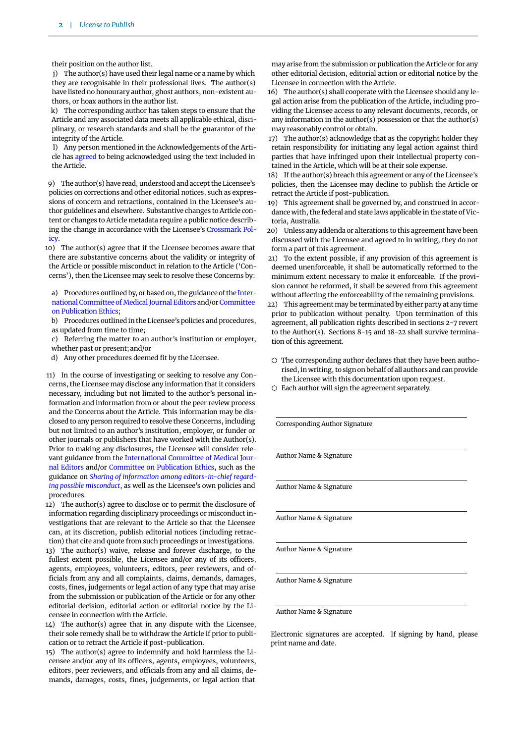their position on the author list.

j) The author(s) have used their legal name or a name by which they are recognisable in their professional lives. The author(s) have listed no honourary author, ghost authors, non-existent authors, or hoax authors in the author list.

k) The corresponding author has taken steps to ensure that the Article and any associated data meets all applicable ethical, disciplinary, or research standards and shall be the guarantor of the integrity of the Article.

l) Any person mentioned in the Acknowledgements of the Article has agreed to being acknowledged using the text included in the Article.

9) The author(s) have read, understood and accept the Licensee's policies on corrections and other editorial notices, such as expressions of concern and retractions, contained in the Licensee's author guidelines and elsewhere. Substantive changes to Article content or changes to Article metadata require a public notice describing the change in accordance with the Licensee's Crossmark Policy.

10) The author(s) agree that if the Licensee becomes aware that there are substantive concerns about the validity or integrity of the Article or possible misconduct in relation to the Article ('Concerns'), then the Licensee may seek to resolve these Concerns by:

a) Procedures outlined by, or based on, the guidance of the International Committee of Medical Journal Editors and/or Committee on Publication Ethics;

b) Procedures outlined in the Licensee's policies and procedures, as updated from time to time;

c) Referring the matter to an author's institution or employer, whether past or present; and/or

d) Any other procedures deemed fit by the Licensee.

11) In the course of investigating or seeking to resolve any Concerns, the Licensee may disclose any information that it considers necessary, including but not limited to the author's personal information and information from or about the peer review process and the Concerns about the Article. This information may be disclosed to any person required to resolve these Concerns, including but not limited to an author's institution, employer, or funder or other journals or publishers that have worked with the Author(s). Prior to making any disclosures, the Licensee will consider relevant guidance from the International Committee of Medical Journal Editors and/or Committee on Publication Ethics, such as the guidance on *Sharing of information among editors-in-chief regarding possible misconduct*, as well as the Licensee's own policies and procedures.

12) The author(s) agree to disclose or to permit the disclosure of information regarding disciplinary proceedings or misconduct investigations that are relevant to the Article so that the Licensee can, at its discretion, publish editorial notices (including retraction) that cite and quote from such proceedings or investigations.

13) The author(s) waive, release and forever discharge, to the fullest extent possible, the Licensee and/or any of its officers, agents, employees, volunteers, editors, peer reviewers, and officials from any and all complaints, claims, demands, damages, costs, fines, judgements or legal action of any type that may arise from the submission or publication of the Article or for any other editorial decision, editorial action or editorial notice by the Licensee in connection with the Article.

14) The author(s) agree that in any dispute with the Licensee, their sole remedy shall be to withdraw the Article if prior to publication or to retract the Article if post-publication.

15) The author(s) agree to indemnify and hold harmless the Licensee and/or any of its officers, agents, employees, volunteers, editors, peer reviewers, and officials from any and all claims, demands, damages, costs, fines, judgements, or legal action that may arise from the submission or publication the Article or for any other editorial decision, editorial action or editorial notice by the Licensee in connection with the Article.

16) The author(s) shall cooperate with the Licensee should any legal action arise from the publication of the Article, including providing the Licensee access to any relevant documents, records, or any information in the author(s) possession or that the author(s) may reasonably control or obtain.

17) The author(s) acknowledge that as the copyright holder they retain responsibility for initiating any legal action against third parties that have infringed upon their intellectual property contained in the Article, which will be at their sole expense.

18) If the author(s) breach this agreement or any of the Licensee's policies, then the Licensee may decline to publish the Article or retract the Article if post-publication.

19) This agreement shall be governed by, and construed in accordance with, the federal and state laws applicable in the state of Victoria, Australia.

20) Unless any addenda or alterations to this agreement have been discussed with the Licensee and agreed to in writing, they do not form a part of this agreement.

21) To the extent possible, if any provision of this agreement is deemed unenforceable, it shall be automatically reformed to the minimum extent necessary to make it enforceable. If the provision cannot be reformed, it shall be severed from this agreement without affecting the enforceability of the remaining provisions.

22) This agreement may be terminated by either party at any time prior to publication without penalty. Upon termination of this agreement, all publication rights described in sections 2-7 revert to the Author(s). Sections 8-15 and 18-22 shall survive termination of this agreement.

- ○ The corresponding author declares that they have been authorised, in writing, to sign on behalf of all authors and can provide the Licensee with this documentation upon request.
- ○ Each author will sign the agreement separately.

Corresponding Author Signature

Author Name & Signature

Author Name & Signature

Author Name & Signature

Author Name & Signature

Author Name & Signature

Author Name & Signature

Electronic signatures are accepted. If signing by hand, please print name and date.